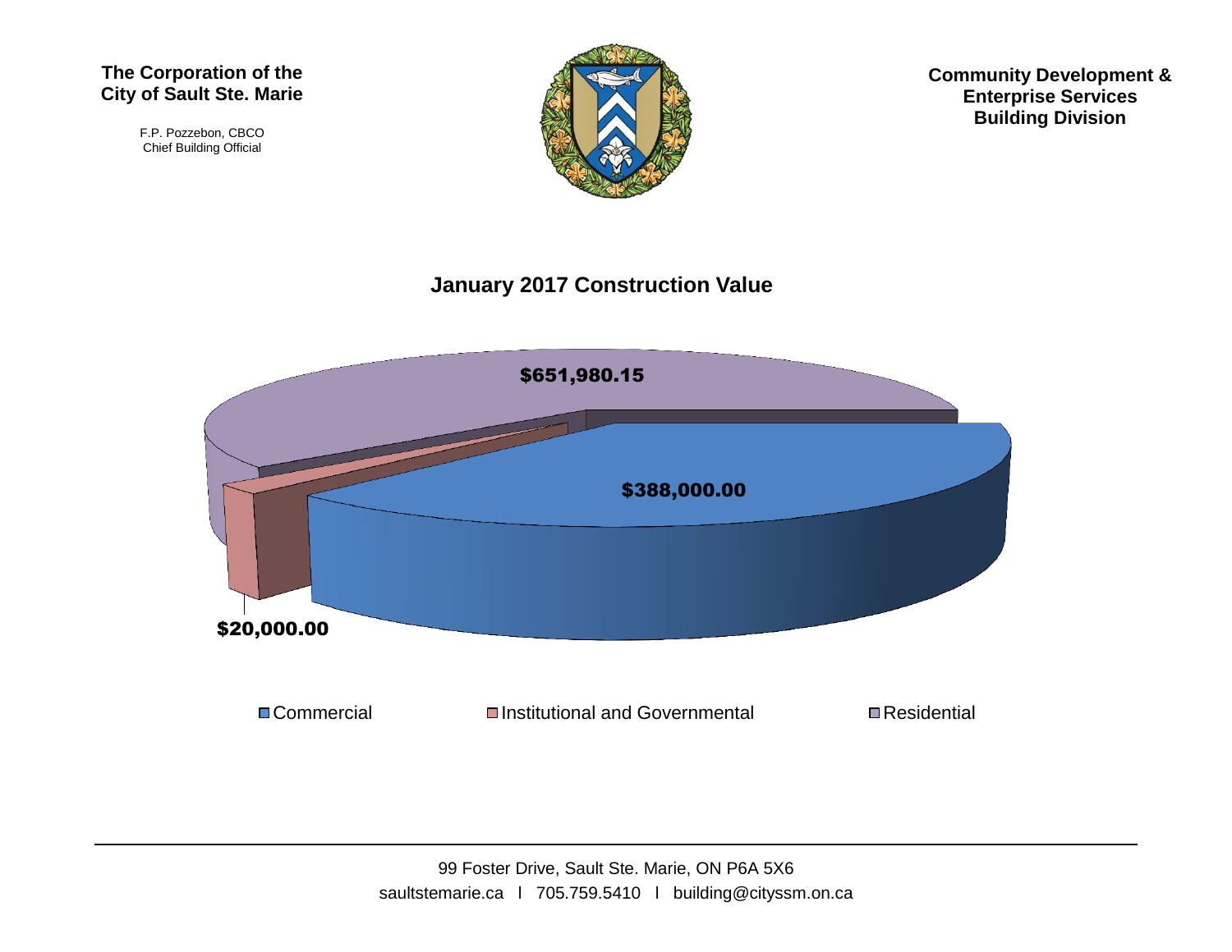**The Corporation of the City of Sault Ste. Marie**

F.P. Pozzebon, CBCO
Chief Building Official

**Community Development & Enterprise Services Building Division**

## January 2017 Construction Value

$651,980.15

$388,000.00

$20,000.00

Commercial Institutional and Governmental Residential

99 Foster Drive, Sault Ste. Marie, ON P6A 5X6
saultstemarie.ca l 705.759.5410 l building@cityssm.on.ca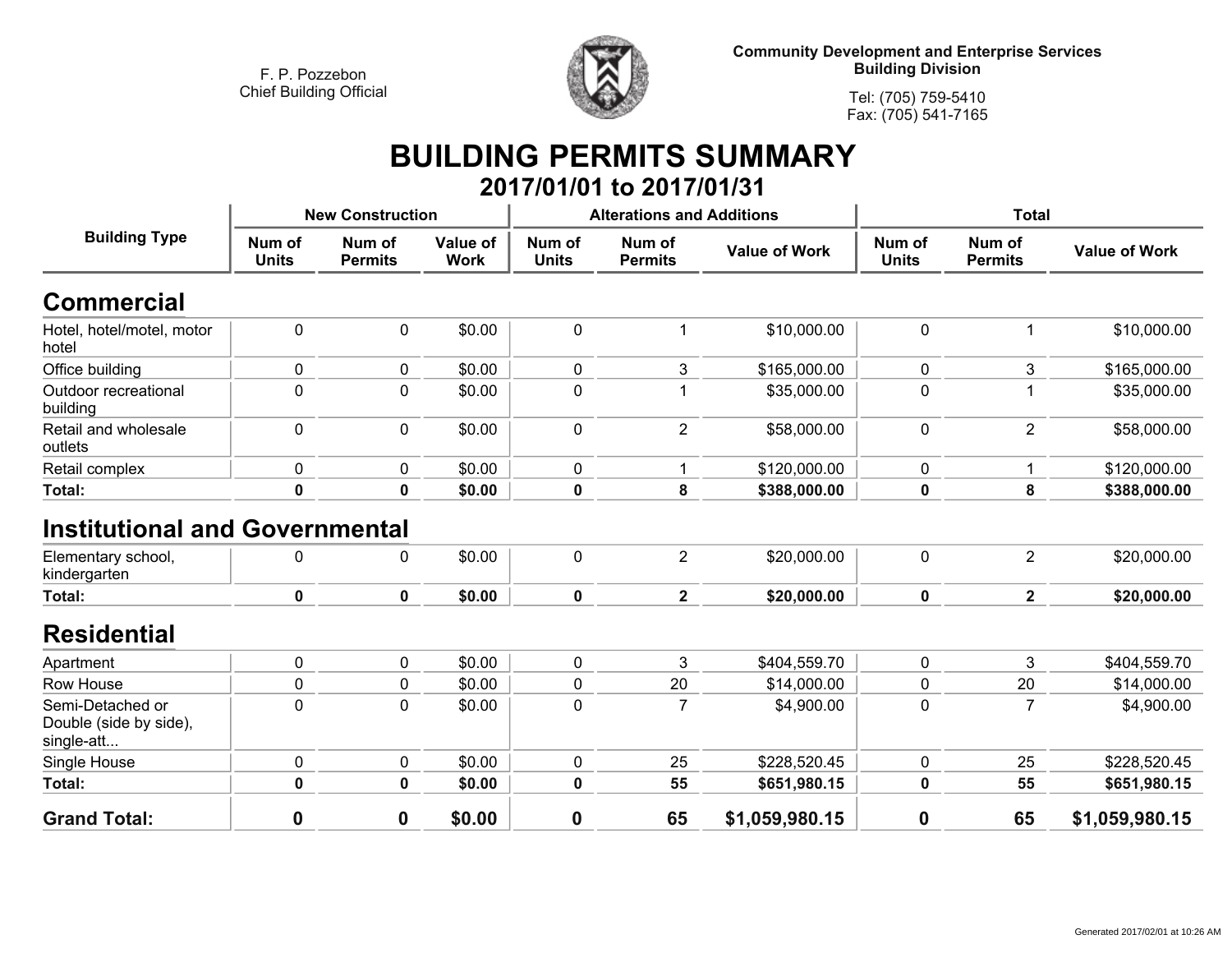F. P. Pozzebon
Chief Building Official

**Community Development and Enterprise Services**
**Building Division**

Tel: (705) 759-5410
Fax: (705) 541-7165

# BUILDING PERMITS SUMMARY

## 2017/01/01 to 2017/01/31

| Building Type | New Construction | | | Alterations and Additions | | | Total | | |
|---|---|---|---|---|---|---|---|---|---|
| | Num of Units | Num of Permits | Value of Work | Num of Units | Num of Permits | Value of Work | Num of Units | Num of Permits | Value of Work |
| **Commercial** | | | | | | | | | |
| Hotel, hotel/motel, motor hotel | 0 | 0 | $0.00 | 0 | 1 | $10,000.00 | 0 | 1 | $10,000.00 |
| Office building | 0 | 0 | $0.00 | 0 | 3 | $165,000.00 | 0 | 3 | $165,000.00 |
| Outdoor recreational building | 0 | 0 | $0.00 | 0 | 1 | $35,000.00 | 0 | 1 | $35,000.00 |
| Retail and wholesale outlets | 0 | 0 | $0.00 | 0 | 2 | $58,000.00 | 0 | 2 | $58,000.00 |
| Retail complex | 0 | 0 | $0.00 | 0 | 1 | $120,000.00 | 0 | 1 | $120,000.00 |
| **Total:** | **0** | **0** | **$0.00** | **0** | **8** | **$388,000.00** | **0** | **8** | **$388,000.00** |
| **Institutional and Governmental** | | | | | | | | | |
| Elementary school, kindergarten | 0 | 0 | $0.00 | 0 | 2 | $20,000.00 | 0 | 2 | $20,000.00 |
| **Total:** | **0** | **0** | **$0.00** | **0** | **2** | **$20,000.00** | **0** | **2** | **$20,000.00** |
| **Residential** | | | | | | | | | |
| Apartment | 0 | 0 | $0.00 | 0 | 3 | $404,559.70 | 0 | 3 | $404,559.70 |
| Row House | 0 | 0 | $0.00 | 0 | 20 | $14,000.00 | 0 | 20 | $14,000.00 |
| Semi-Detached or Double (side by side), single-att... | 0 | 0 | $0.00 | 0 | 7 | $4,900.00 | 0 | 7 | $4,900.00 |
| Single House | 0 | 0 | $0.00 | 0 | 25 | $228,520.45 | 0 | 25 | $228,520.45 |
| **Total:** | **0** | **0** | **$0.00** | **0** | **55** | **$651,980.15** | **0** | **55** | **$651,980.15** |
| **Grand Total:** | **0** | **0** | **$0.00** | **0** | **65** | **$1,059,980.15** | **0** | **65** | **$1,059,980.15** |

Generated 2017/02/01 at 10:26 AM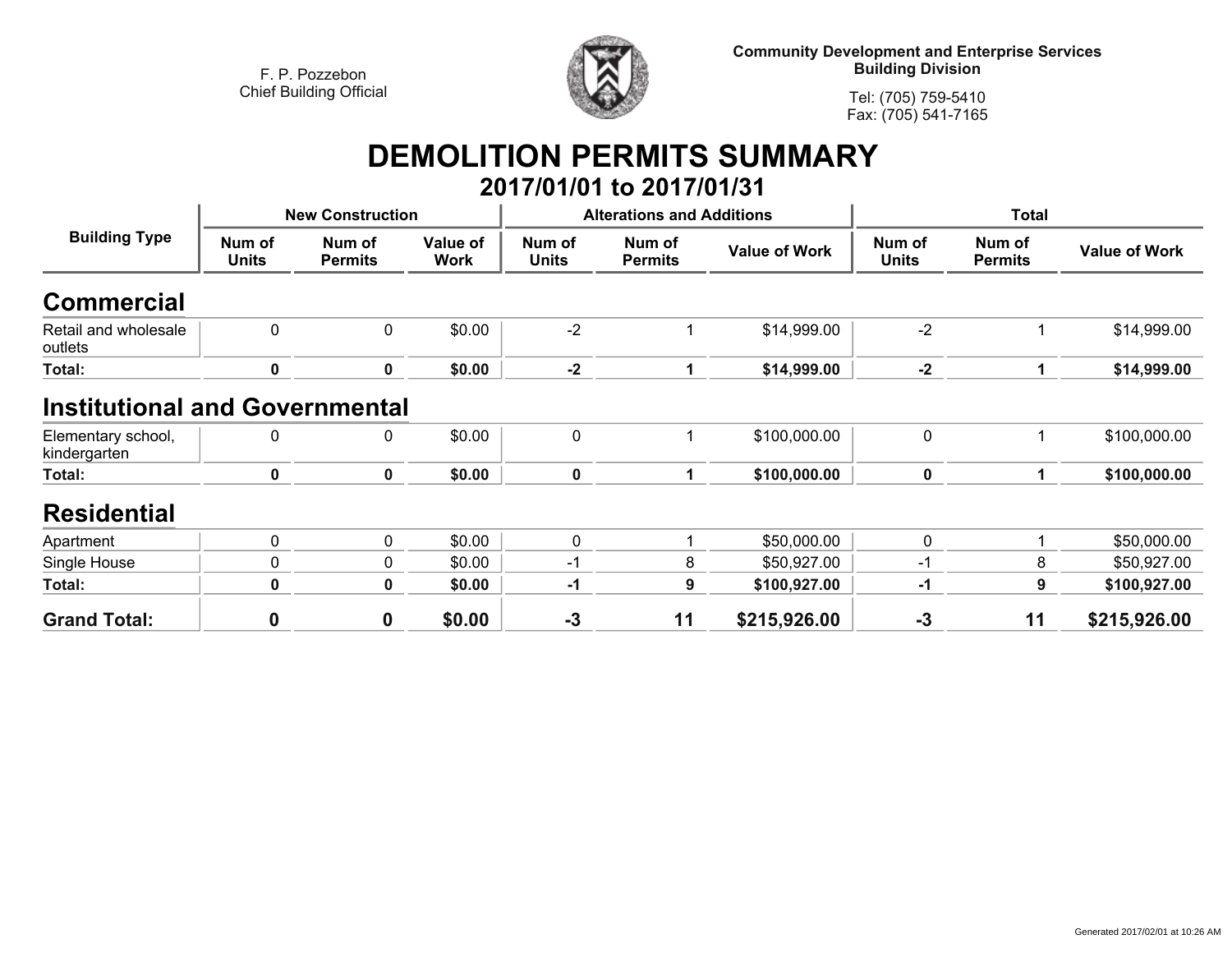F. P. Pozzebon
Chief Building Official

**Community Development and Enterprise Services**
**Building Division**

Tel: (705) 759-5410
Fax: (705) 541-7165

# DEMOLITION PERMITS SUMMARY

## 2017/01/01 to 2017/01/31

| Building Type | New Construction | | | Alterations and Additions | | | Total | | |
|---|---|---|---|---|---|---|---|---|---|
| | Num of Units | Num of Permits | Value of Work | Num of Units | Num of Permits | Value of Work | Num of Units | Num of Permits | Value of Work |
| **Commercial** | | | | | | | | | |
| Retail and wholesale outlets | 0 | 0 | $0.00 | -2 | 1 | $14,999.00 | -2 | 1 | $14,999.00 |
| **Total:** | **0** | **0** | **$0.00** | **-2** | **1** | **$14,999.00** | **-2** | **1** | **$14,999.00** |
| **Institutional and Governmental** | | | | | | | | | |
| Elementary school, kindergarten | 0 | 0 | $0.00 | 0 | 1 | $100,000.00 | 0 | 1 | $100,000.00 |
| **Total:** | **0** | **0** | **$0.00** | **0** | **1** | **$100,000.00** | **0** | **1** | **$100,000.00** |
| **Residential** | | | | | | | | | |
| Apartment | 0 | 0 | $0.00 | 0 | 1 | $50,000.00 | 0 | 1 | $50,000.00 |
| Single House | 0 | 0 | $0.00 | -1 | 8 | $50,927.00 | -1 | 8 | $50,927.00 |
| **Total:** | **0** | **0** | **$0.00** | **-1** | **9** | **$100,927.00** | **-1** | **9** | **$100,927.00** |
| **Grand Total:** | **0** | **0** | **$0.00** | **-3** | **11** | **$215,926.00** | **-3** | **11** | **$215,926.00** |

Generated 2017/02/01 at 10:26 AM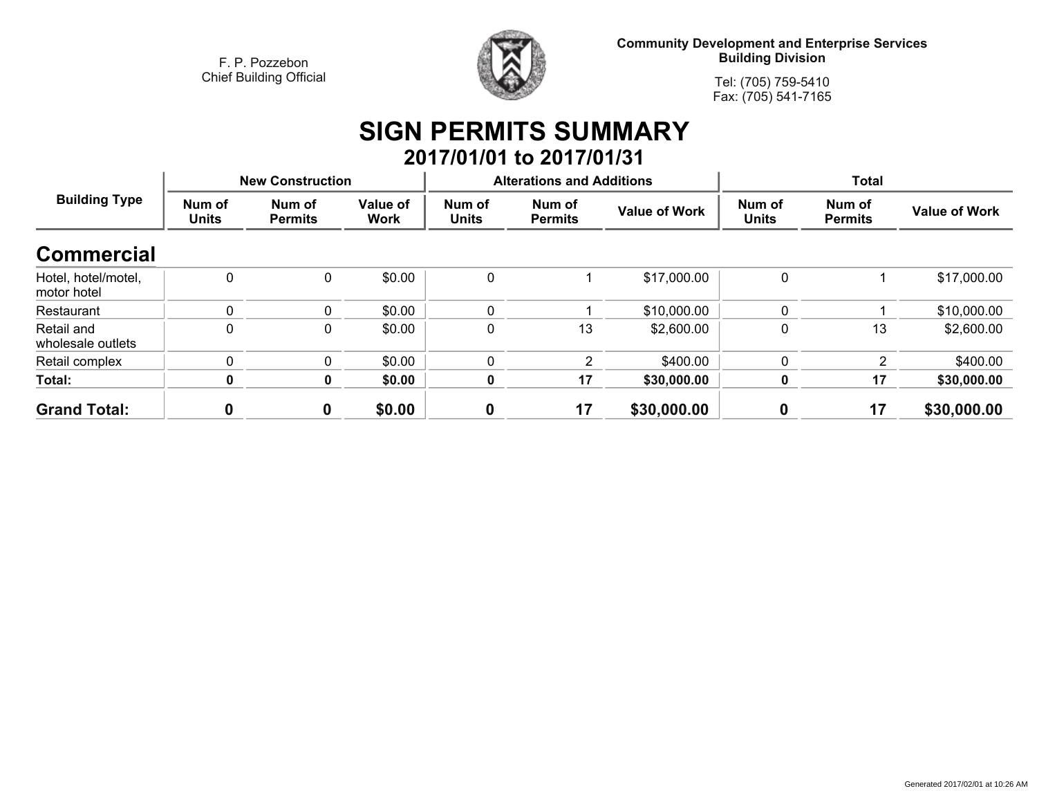F. P. Pozzebon
Chief Building Official

**Community Development and Enterprise Services**
**Building Division**

Tel: (705) 759-5410
Fax: (705) 541-7165

# SIGN PERMITS SUMMARY

## 2017/01/01 to 2017/01/31

| Building Type | New Construction | | | Alterations and Additions | | | Total | | |
|---|---|---|---|---|---|---|---|---|---|
| | Num of Units | Num of Permits | Value of Work | Num of Units | Num of Permits | Value of Work | Num of Units | Num of Permits | Value of Work |
| **Commercial** | | | | | | | | | |
| Hotel, hotel/motel, motor hotel | 0 | 0 | $0.00 | 0 | 1 | $17,000.00 | 0 | 1 | $17,000.00 |
| Restaurant | 0 | 0 | $0.00 | 0 | 1 | $10,000.00 | 0 | 1 | $10,000.00 |
| Retail and wholesale outlets | 0 | 0 | $0.00 | 0 | 13 | $2,600.00 | 0 | 13 | $2,600.00 |
| Retail complex | 0 | 0 | $0.00 | 0 | 2 | $400.00 | 0 | 2 | $400.00 |
| **Total:** | **0** | **0** | **$0.00** | **0** | **17** | **$30,000.00** | **0** | **17** | **$30,000.00** |
| **Grand Total:** | **0** | **0** | **$0.00** | **0** | **17** | **$30,000.00** | **0** | **17** | **$30,000.00** |

Generated 2017/02/01 at 10:26 AM